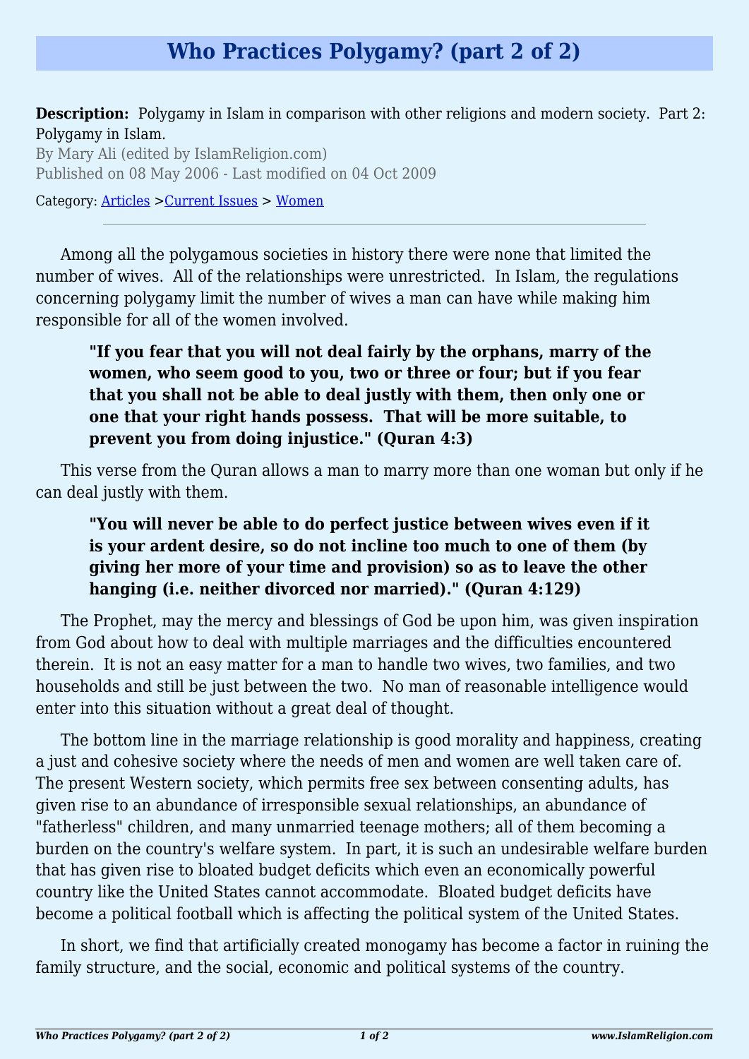# Who Practices Polygamy? (part 2 of 2)

**Description:** Polygamy in Islam in comparison with other religions and modern society. Part 2: Polygamy in Islam.

By Mary Ali (edited by IslamReligion.com)

Published on 08 May 2006 - Last modified on 04 Oct 2009

Category: Articles >Current Issues > Women

---

Among all the polygamous societies in history there were none that limited the number of wives. All of the relationships were unrestricted. In Islam, the regulations concerning polygamy limit the number of wives a man can have while making him responsible for all of the women involved.

> **"If you fear that you will not deal fairly by the orphans, marry of the women, who seem good to you, two or three or four; but if you fear that you shall not be able to deal justly with them, then only one or one that your right hands possess. That will be more suitable, to prevent you from doing injustice." (Quran 4:3)**

This verse from the Quran allows a man to marry more than one woman but only if he can deal justly with them.

> **"You will never be able to do perfect justice between wives even if it is your ardent desire, so do not incline too much to one of them (by giving her more of your time and provision) so as to leave the other hanging (i.e. neither divorced nor married)." (Quran 4:129)**

The Prophet, may the mercy and blessings of God be upon him, was given inspiration from God about how to deal with multiple marriages and the difficulties encountered therein. It is not an easy matter for a man to handle two wives, two families, and two households and still be just between the two. No man of reasonable intelligence would enter into this situation without a great deal of thought.

The bottom line in the marriage relationship is good morality and happiness, creating a just and cohesive society where the needs of men and women are well taken care of. The present Western society, which permits free sex between consenting adults, has given rise to an abundance of irresponsible sexual relationships, an abundance of "fatherless" children, and many unmarried teenage mothers; all of them becoming a burden on the country's welfare system. In part, it is such an undesirable welfare burden that has given rise to bloated budget deficits which even an economically powerful country like the United States cannot accommodate. Bloated budget deficits have become a political football which is affecting the political system of the United States.

In short, we find that artificially created monogamy has become a factor in ruining the family structure, and the social, economic and political systems of the country.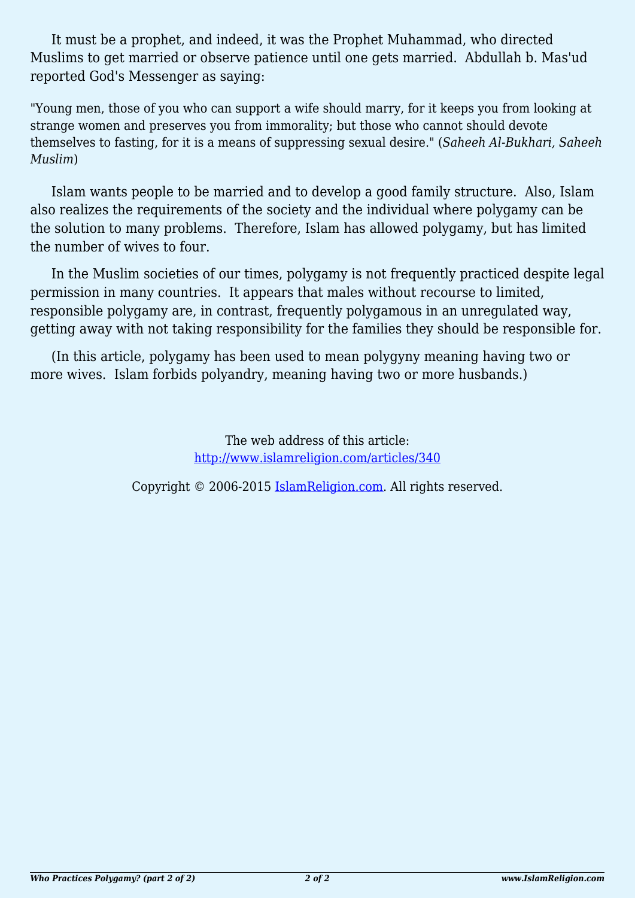It must be a prophet, and indeed, it was the Prophet Muhammad, who directed Muslims to get married or observe patience until one gets married. Abdullah b. Mas'ud reported God's Messenger as saying:

"Young men, those of you who can support a wife should marry, for it keeps you from looking at strange women and preserves you from immorality; but those who cannot should devote themselves to fasting, for it is a means of suppressing sexual desire." (*Saheeh Al-Bukhari, Saheeh Muslim*)

Islam wants people to be married and to develop a good family structure. Also, Islam also realizes the requirements of the society and the individual where polygamy can be the solution to many problems. Therefore, Islam has allowed polygamy, but has limited the number of wives to four.

In the Muslim societies of our times, polygamy is not frequently practiced despite legal permission in many countries. It appears that males without recourse to limited, responsible polygamy are, in contrast, frequently polygamous in an unregulated way, getting away with not taking responsibility for the families they should be responsible for.

(In this article, polygamy has been used to mean polygyny meaning having two or more wives. Islam forbids polyandry, meaning having two or more husbands.)

The web address of this article:
[http://www.islamreligion.com/articles/340](http://www.islamreligion.com/articles/340)

Copyright © 2006-2015 [IslamReligion.com](http://www.islamreligion.com). All rights reserved.